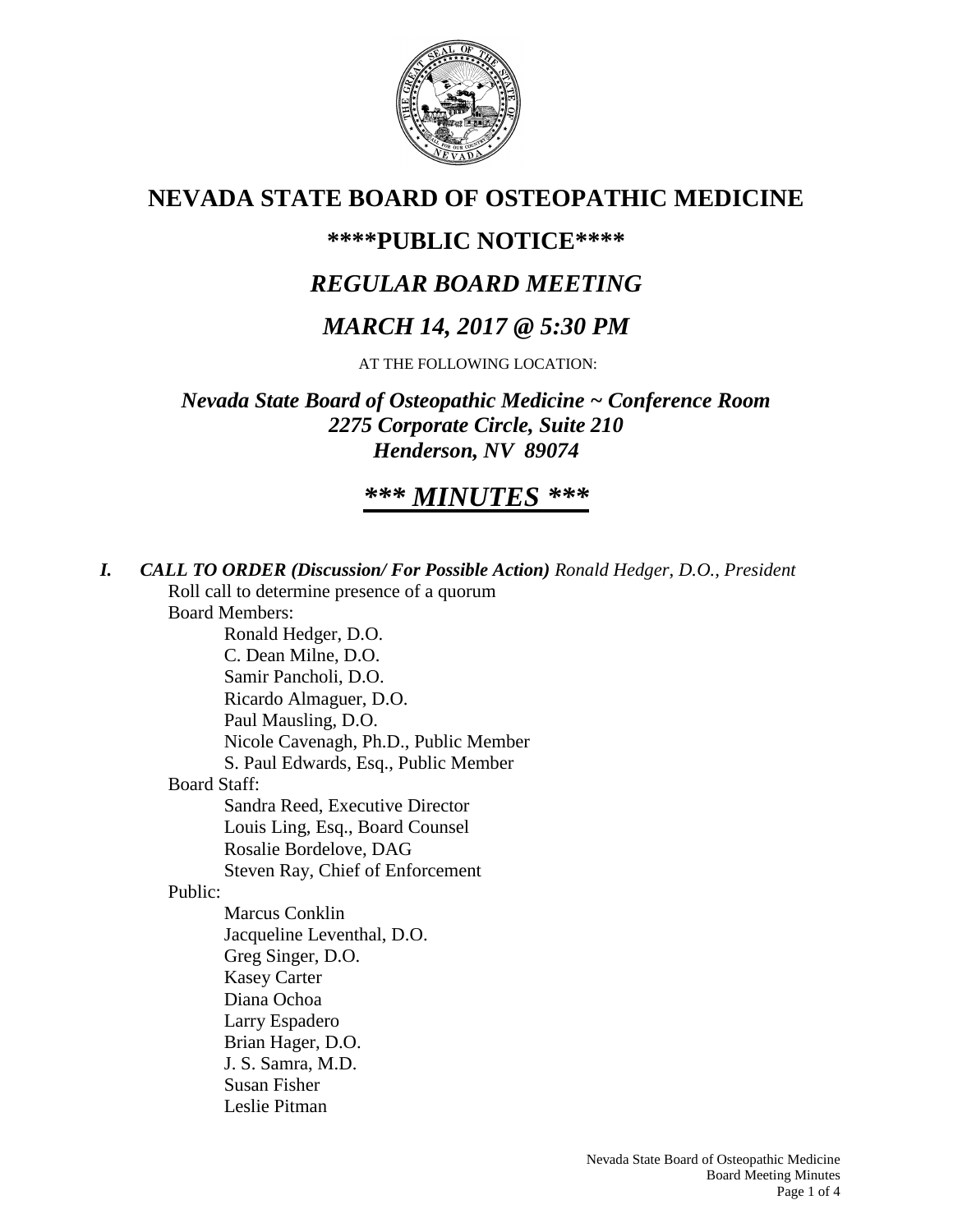# NEVADA STATE BOARD OF OSTEOPATHIC MEDICINE

## \*\*\*\*PUBLIC NOTICE\*\*\*\*

## *REGULAR BOARD MEETING*

## *MARCH 14, 2017 @ 5:30 PM*

AT THE FOLLOWING LOCATION:

***Nevada State Board of Osteopathic Medicine ~ Conference Room***
***2275 Corporate Circle, Suite 210***
***Henderson, NV 89074***

# ***\*\*\* MINUTES \*\*\****

***I. CALL TO ORDER (Discussion/ For Possible Action)*** *Ronald Hedger, D.O., President*

Roll call to determine presence of a quorum

Board Members:

- Ronald Hedger, D.O.
- C. Dean Milne, D.O.
- Samir Pancholi, D.O.
- Ricardo Almaguer, D.O.
- Paul Mausling, D.O.
- Nicole Cavenagh, Ph.D., Public Member
- S. Paul Edwards, Esq., Public Member

Board Staff:

- Sandra Reed, Executive Director
- Louis Ling, Esq., Board Counsel
- Rosalie Bordelove, DAG
- Steven Ray, Chief of Enforcement

Public:

- Marcus Conklin
- Jacqueline Leventhal, D.O.
- Greg Singer, D.O.
- Kasey Carter
- Diana Ochoa
- Larry Espadero
- Brian Hager, D.O.
- J. S. Samra, M.D.
- Susan Fisher
- Leslie Pitman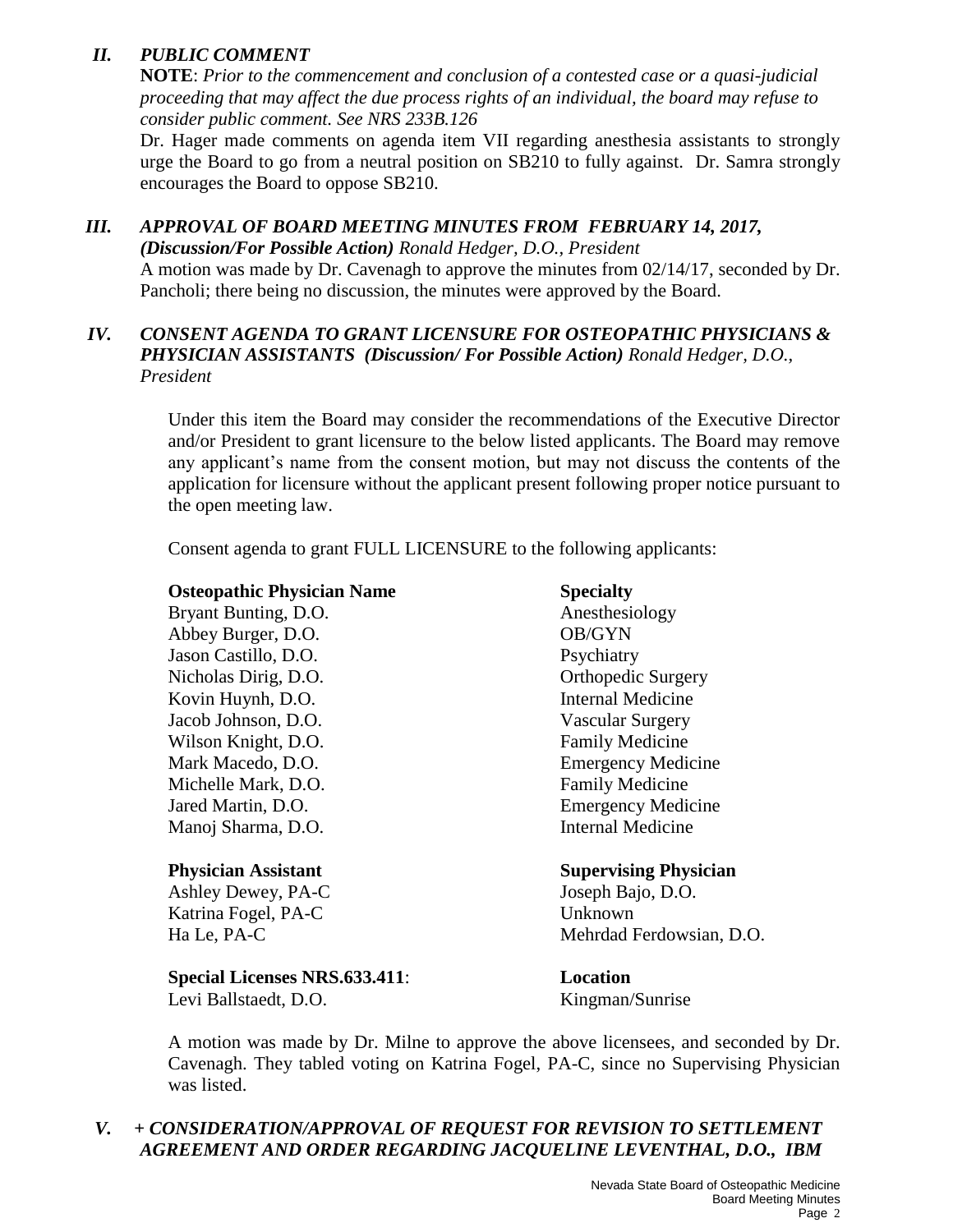## *II. PUBLIC COMMENT*

**NOTE**: *Prior to the commencement and conclusion of a contested case or a quasi-judicial proceeding that may affect the due process rights of an individual, the board may refuse to consider public comment. See NRS 233B.126*

Dr. Hager made comments on agenda item VII regarding anesthesia assistants to strongly urge the Board to go from a neutral position on SB210 to fully against. Dr. Samra strongly encourages the Board to oppose SB210.

## *III. APPROVAL OF BOARD MEETING MINUTES FROM FEBRUARY 14, 2017, (Discussion/For Possible Action) Ronald Hedger, D.O., President*

A motion was made by Dr. Cavenagh to approve the minutes from 02/14/17, seconded by Dr. Pancholi; there being no discussion, the minutes were approved by the Board.

## *IV. CONSENT AGENDA TO GRANT LICENSURE FOR OSTEOPATHIC PHYSICIANS & PHYSICIAN ASSISTANTS (Discussion/ For Possible Action) Ronald Hedger, D.O., President*

Under this item the Board may consider the recommendations of the Executive Director and/or President to grant licensure to the below listed applicants. The Board may remove any applicant's name from the consent motion, but may not discuss the contents of the application for licensure without the applicant present following proper notice pursuant to the open meeting law.

Consent agenda to grant FULL LICENSURE to the following applicants:

| **Osteopathic Physician Name** | **Specialty** |
|---|---|
| Bryant Bunting, D.O. | Anesthesiology |
| Abbey Burger, D.O. | OB/GYN |
| Jason Castillo, D.O. | Psychiatry |
| Nicholas Dirig, D.O. | Orthopedic Surgery |
| Kovin Huynh, D.O. | Internal Medicine |
| Jacob Johnson, D.O. | Vascular Surgery |
| Wilson Knight, D.O. | Family Medicine |
| Mark Macedo, D.O. | Emergency Medicine |
| Michelle Mark, D.O. | Family Medicine |
| Jared Martin, D.O. | Emergency Medicine |
| Manoj Sharma, D.O. | Internal Medicine |

| **Physician Assistant** | **Supervising Physician** |
|---|---|
| Ashley Dewey, PA-C | Joseph Bajo, D.O. |
| Katrina Fogel, PA-C | Unknown |
| Ha Le, PA-C | Mehrdad Ferdowsian, D.O. |

| **Special Licenses NRS.633.411**: | **Location** |
|---|---|
| Levi Ballstaedt, D.O. | Kingman/Sunrise |

A motion was made by Dr. Milne to approve the above licensees, and seconded by Dr. Cavenagh. They tabled voting on Katrina Fogel, PA-C, since no Supervising Physician was listed.

## *V. + CONSIDERATION/APPROVAL OF REQUEST FOR REVISION TO SETTLEMENT AGREEMENT AND ORDER REGARDING JACQUELINE LEVENTHAL, D.O., IBM*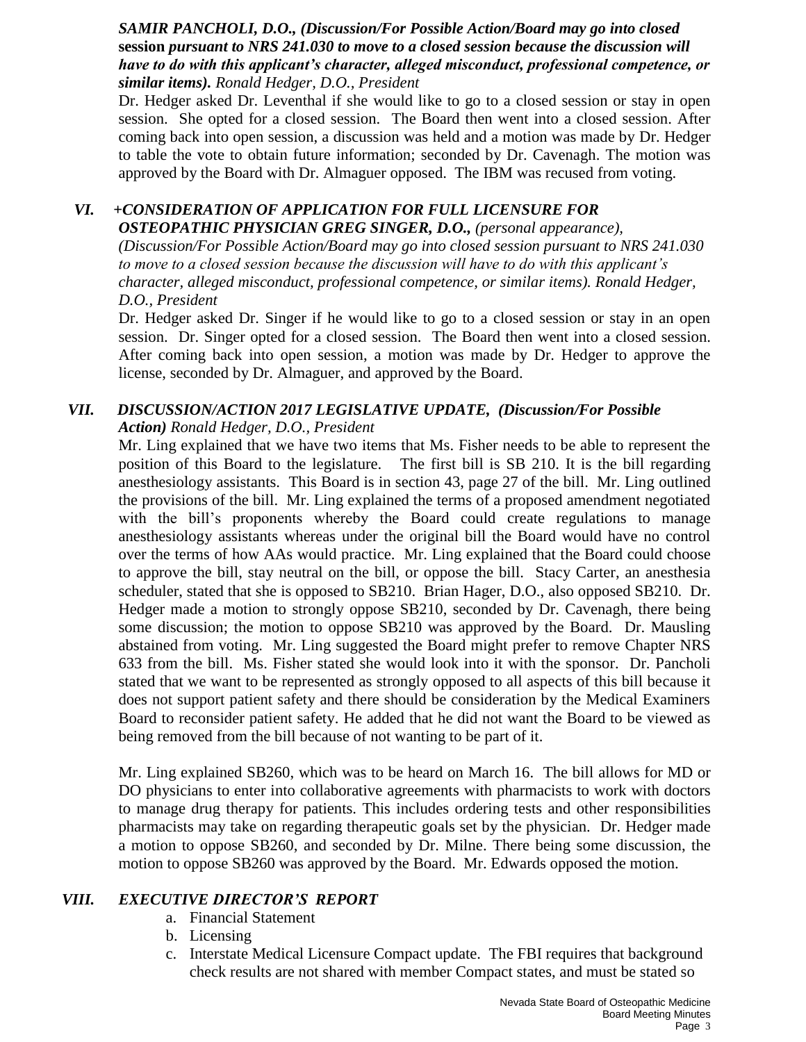***SAMIR PANCHOLI, D.O., (Discussion/For Possible Action/Board may go into closed*** **session** ***pursuant to NRS 241.030 to move to a closed session because the discussion will have to do with this applicant's character, alleged misconduct, professional competence, or similar items).*** *Ronald Hedger, D.O., President*

Dr. Hedger asked Dr. Leventhal if she would like to go to a closed session or stay in open session. She opted for a closed session. The Board then went into a closed session. After coming back into open session, a discussion was held and a motion was made by Dr. Hedger to table the vote to obtain future information; seconded by Dr. Cavenagh. The motion was approved by the Board with Dr. Almaguer opposed. The IBM was recused from voting.

## *VI. +CONSIDERATION OF APPLICATION FOR FULL LICENSURE FOR OSTEOPATHIC PHYSICIAN GREG SINGER, D.O., (personal appearance), (Discussion/For Possible Action/Board may go into closed session pursuant to NRS 241.030 to move to a closed session because the discussion will have to do with this applicant's character, alleged misconduct, professional competence, or similar items). Ronald Hedger, D.O., President*

Dr. Hedger asked Dr. Singer if he would like to go to a closed session or stay in an open session. Dr. Singer opted for a closed session. The Board then went into a closed session. After coming back into open session, a motion was made by Dr. Hedger to approve the license, seconded by Dr. Almaguer, and approved by the Board.

## *VII. DISCUSSION/ACTION 2017 LEGISLATIVE UPDATE, (Discussion/For Possible Action) Ronald Hedger, D.O., President*

Mr. Ling explained that we have two items that Ms. Fisher needs to be able to represent the position of this Board to the legislature. The first bill is SB 210. It is the bill regarding anesthesiology assistants. This Board is in section 43, page 27 of the bill. Mr. Ling outlined the provisions of the bill. Mr. Ling explained the terms of a proposed amendment negotiated with the bill's proponents whereby the Board could create regulations to manage anesthesiology assistants whereas under the original bill the Board would have no control over the terms of how AAs would practice. Mr. Ling explained that the Board could choose to approve the bill, stay neutral on the bill, or oppose the bill. Stacy Carter, an anesthesia scheduler, stated that she is opposed to SB210. Brian Hager, D.O., also opposed SB210. Dr. Hedger made a motion to strongly oppose SB210, seconded by Dr. Cavenagh, there being some discussion; the motion to oppose SB210 was approved by the Board. Dr. Mausling abstained from voting. Mr. Ling suggested the Board might prefer to remove Chapter NRS 633 from the bill. Ms. Fisher stated she would look into it with the sponsor. Dr. Pancholi stated that we want to be represented as strongly opposed to all aspects of this bill because it does not support patient safety and there should be consideration by the Medical Examiners Board to reconsider patient safety. He added that he did not want the Board to be viewed as being removed from the bill because of not wanting to be part of it.

Mr. Ling explained SB260, which was to be heard on March 16. The bill allows for MD or DO physicians to enter into collaborative agreements with pharmacists to work with doctors to manage drug therapy for patients. This includes ordering tests and other responsibilities pharmacists may take on regarding therapeutic goals set by the physician. Dr. Hedger made a motion to oppose SB260, and seconded by Dr. Milne. There being some discussion, the motion to oppose SB260 was approved by the Board. Mr. Edwards opposed the motion.

## *VIII. EXECUTIVE DIRECTOR'S REPORT*

a. Financial Statement
b. Licensing
c. Interstate Medical Licensure Compact update. The FBI requires that background check results are not shared with member Compact states, and must be stated so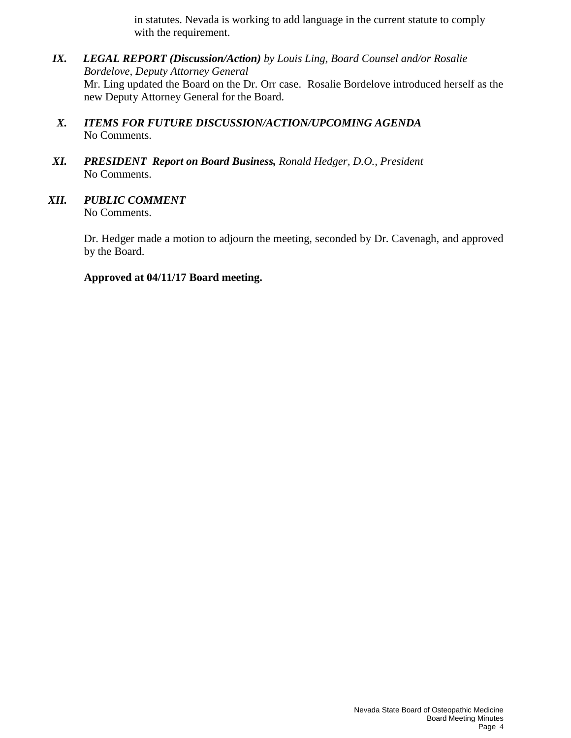in statutes. Nevada is working to add language in the current statute to comply with the requirement.

***IX. LEGAL REPORT (Discussion/Action)*** *by Louis Ling, Board Counsel and/or Rosalie Bordelove, Deputy Attorney General*

Mr. Ling updated the Board on the Dr. Orr case. Rosalie Bordelove introduced herself as the new Deputy Attorney General for the Board.

***X. ITEMS FOR FUTURE DISCUSSION/ACTION/UPCOMING AGENDA***

No Comments.

***XI. PRESIDENT Report on Board Business,*** *Ronald Hedger, D.O., President*

No Comments.

***XII. PUBLIC COMMENT***

No Comments.

Dr. Hedger made a motion to adjourn the meeting, seconded by Dr. Cavenagh, and approved by the Board.

**Approved at 04/11/17 Board meeting.**